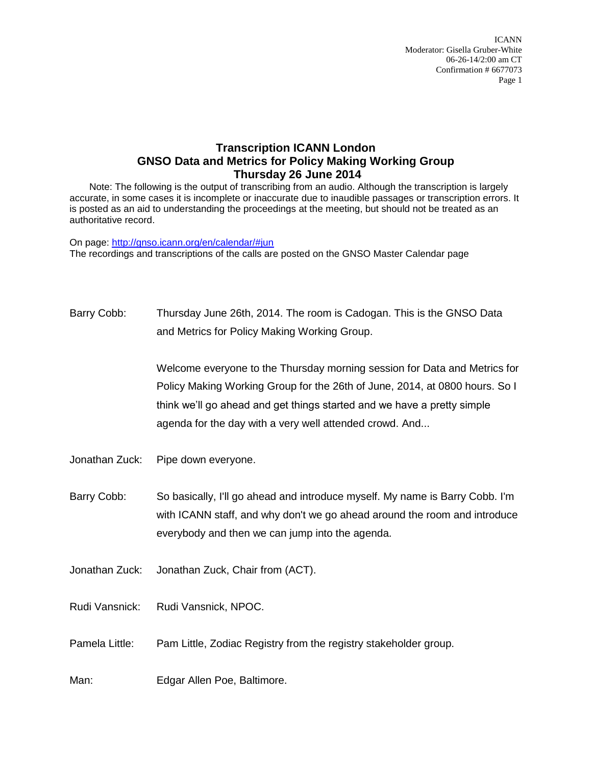# Transcription ICANN London
## GNSO Data and Metrics for Policy Making Working Group
## Thursday 26 June 2014

Note: The following is the output of transcribing from an audio. Although the transcription is largely accurate, in some cases it is incomplete or inaccurate due to inaudible passages or transcription errors. It is posted as an aid to understanding the proceedings at the meeting, but should not be treated as an authoritative record.

On page: http://gnso.icann.org/en/calendar/#jun
The recordings and transcriptions of the calls are posted on the GNSO Master Calendar page

Barry Cobb: Thursday June 26th, 2014. The room is Cadogan. This is the GNSO Data and Metrics for Policy Making Working Group.

Welcome everyone to the Thursday morning session for Data and Metrics for Policy Making Working Group for the 26th of June, 2014, at 0800 hours. So I think we'll go ahead and get things started and we have a pretty simple agenda for the day with a very well attended crowd. And...

Jonathan Zuck: Pipe down everyone.

Barry Cobb: So basically, I'll go ahead and introduce myself. My name is Barry Cobb. I'm with ICANN staff, and why don't we go ahead around the room and introduce everybody and then we can jump into the agenda.

Jonathan Zuck: Jonathan Zuck, Chair from (ACT).

Rudi Vansnick: Rudi Vansnick, NPOC.

Pamela Little: Pam Little, Zodiac Registry from the registry stakeholder group.

Man: Edgar Allen Poe, Baltimore.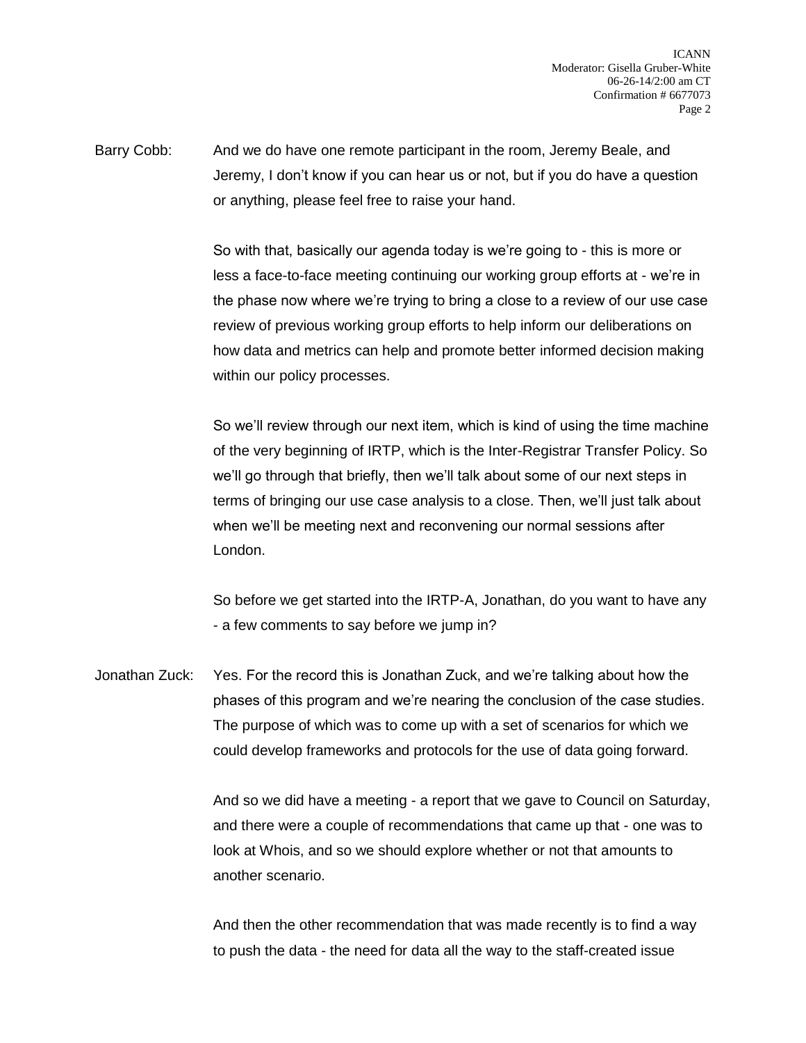Barry Cobb: And we do have one remote participant in the room, Jeremy Beale, and Jeremy, I don't know if you can hear us or not, but if you do have a question or anything, please feel free to raise your hand.

So with that, basically our agenda today is we're going to - this is more or less a face-to-face meeting continuing our working group efforts at - we're in the phase now where we're trying to bring a close to a review of our use case review of previous working group efforts to help inform our deliberations on how data and metrics can help and promote better informed decision making within our policy processes.

So we'll review through our next item, which is kind of using the time machine of the very beginning of IRTP, which is the Inter-Registrar Transfer Policy. So we'll go through that briefly, then we'll talk about some of our next steps in terms of bringing our use case analysis to a close. Then, we'll just talk about when we'll be meeting next and reconvening our normal sessions after London.

So before we get started into the IRTP-A, Jonathan, do you want to have any - a few comments to say before we jump in?

Jonathan Zuck: Yes. For the record this is Jonathan Zuck, and we're talking about how the phases of this program and we're nearing the conclusion of the case studies. The purpose of which was to come up with a set of scenarios for which we could develop frameworks and protocols for the use of data going forward.

And so we did have a meeting - a report that we gave to Council on Saturday, and there were a couple of recommendations that came up that - one was to look at Whois, and so we should explore whether or not that amounts to another scenario.

And then the other recommendation that was made recently is to find a way to push the data - the need for data all the way to the staff-created issue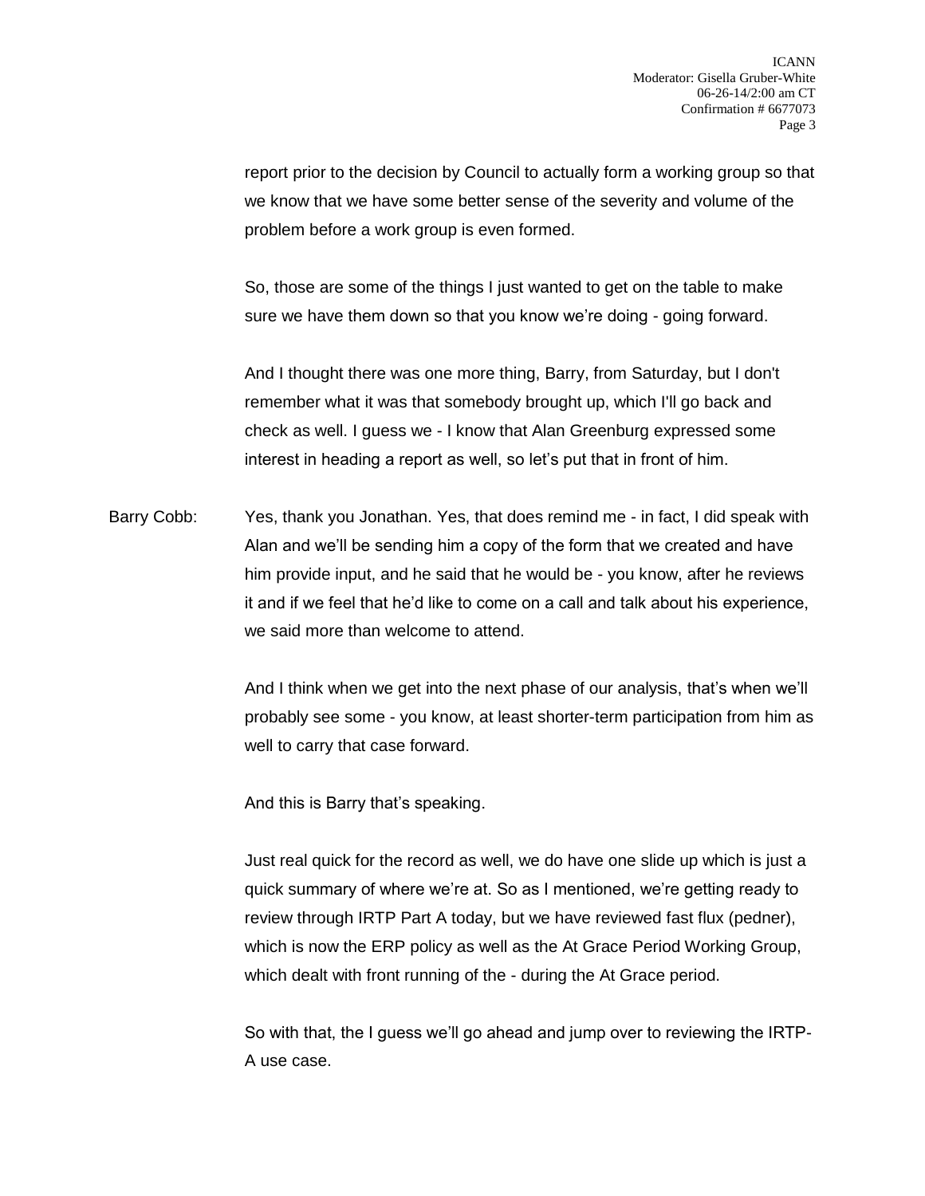report prior to the decision by Council to actually form a working group so that we know that we have some better sense of the severity and volume of the problem before a work group is even formed.

So, those are some of the things I just wanted to get on the table to make sure we have them down so that you know we're doing - going forward.

And I thought there was one more thing, Barry, from Saturday, but I don't remember what it was that somebody brought up, which I'll go back and check as well. I guess we - I know that Alan Greenburg expressed some interest in heading a report as well, so let's put that in front of him.

Barry Cobb: Yes, thank you Jonathan. Yes, that does remind me - in fact, I did speak with Alan and we'll be sending him a copy of the form that we created and have him provide input, and he said that he would be - you know, after he reviews it and if we feel that he'd like to come on a call and talk about his experience, we said more than welcome to attend.

And I think when we get into the next phase of our analysis, that's when we'll probably see some - you know, at least shorter-term participation from him as well to carry that case forward.

And this is Barry that's speaking.

Just real quick for the record as well, we do have one slide up which is just a quick summary of where we're at. So as I mentioned, we're getting ready to review through IRTP Part A today, but we have reviewed fast flux (pedner), which is now the ERP policy as well as the At Grace Period Working Group, which dealt with front running of the - during the At Grace period.

So with that, the I guess we'll go ahead and jump over to reviewing the IRTP-A use case.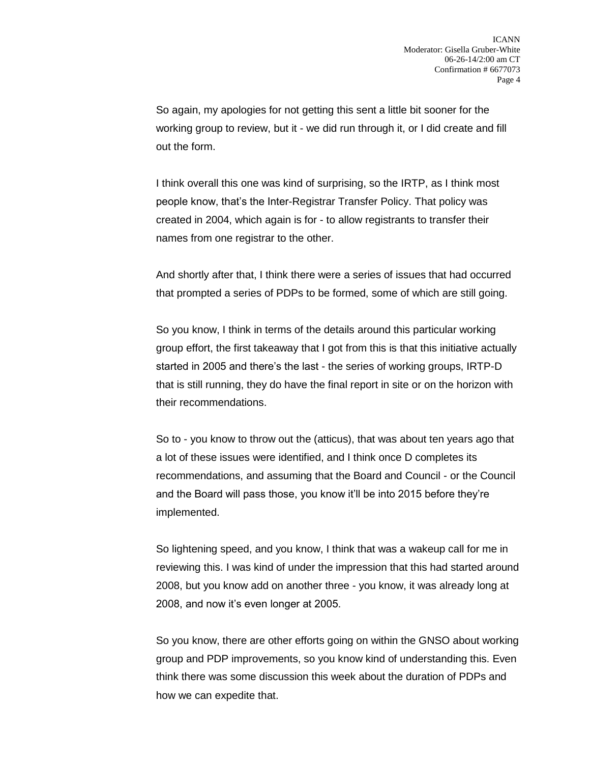So again, my apologies for not getting this sent a little bit sooner for the working group to review, but it - we did run through it, or I did create and fill out the form.

I think overall this one was kind of surprising, so the IRTP, as I think most people know, that's the Inter-Registrar Transfer Policy. That policy was created in 2004, which again is for - to allow registrants to transfer their names from one registrar to the other.

And shortly after that, I think there were a series of issues that had occurred that prompted a series of PDPs to be formed, some of which are still going.

So you know, I think in terms of the details around this particular working group effort, the first takeaway that I got from this is that this initiative actually started in 2005 and there's the last - the series of working groups, IRTP-D that is still running, they do have the final report in site or on the horizon with their recommendations.

So to - you know to throw out the (atticus), that was about ten years ago that a lot of these issues were identified, and I think once D completes its recommendations, and assuming that the Board and Council - or the Council and the Board will pass those, you know it'll be into 2015 before they're implemented.

So lightening speed, and you know, I think that was a wakeup call for me in reviewing this. I was kind of under the impression that this had started around 2008, but you know add on another three - you know, it was already long at 2008, and now it's even longer at 2005.

So you know, there are other efforts going on within the GNSO about working group and PDP improvements, so you know kind of understanding this. Even think there was some discussion this week about the duration of PDPs and how we can expedite that.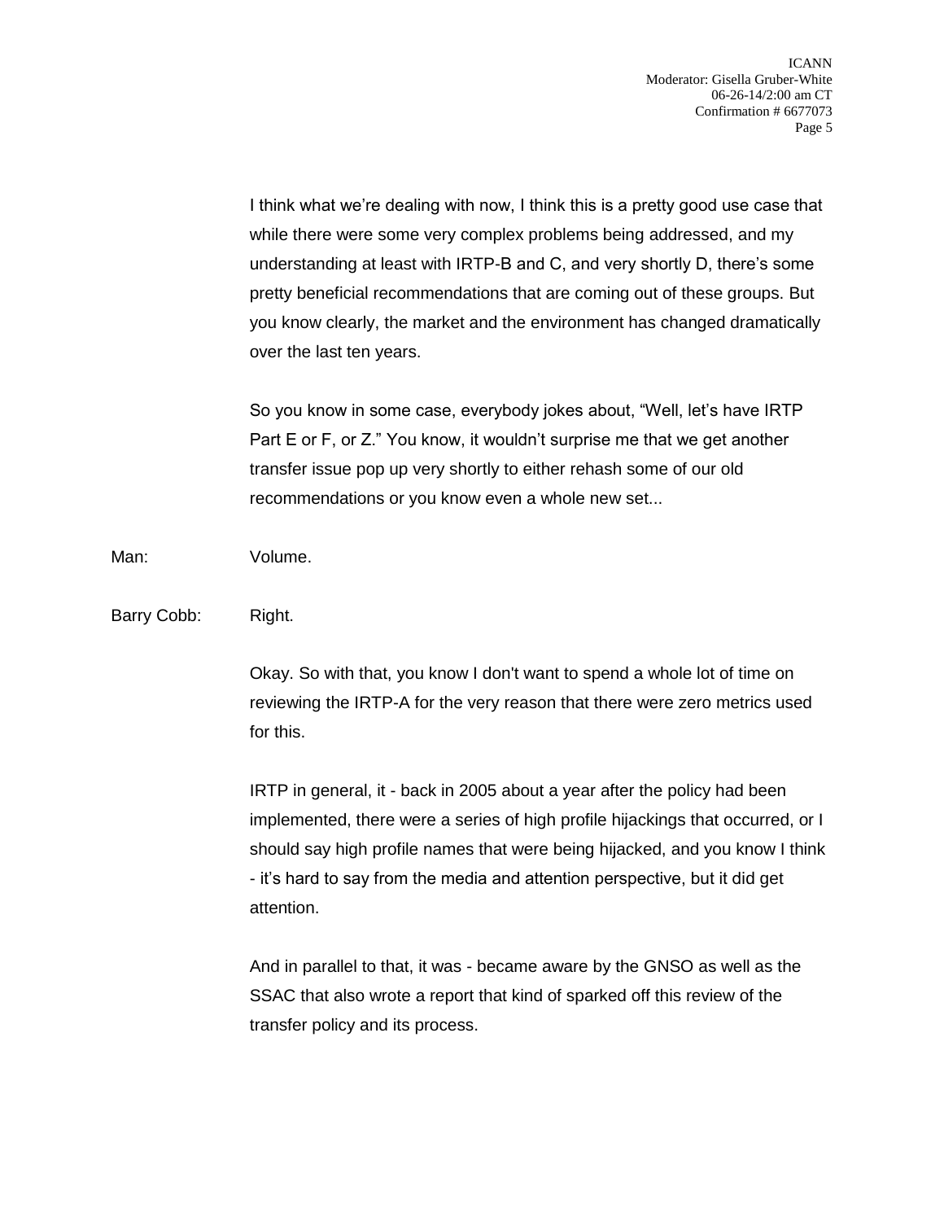I think what we're dealing with now, I think this is a pretty good use case that while there were some very complex problems being addressed, and my understanding at least with IRTP-B and C, and very shortly D, there's some pretty beneficial recommendations that are coming out of these groups. But you know clearly, the market and the environment has changed dramatically over the last ten years.

So you know in some case, everybody jokes about, "Well, let's have IRTP Part E or F, or Z." You know, it wouldn't surprise me that we get another transfer issue pop up very shortly to either rehash some of our old recommendations or you know even a whole new set...

Man: Volume.

Barry Cobb: Right.

Okay. So with that, you know I don't want to spend a whole lot of time on reviewing the IRTP-A for the very reason that there were zero metrics used for this.

IRTP in general, it - back in 2005 about a year after the policy had been implemented, there were a series of high profile hijackings that occurred, or I should say high profile names that were being hijacked, and you know I think - it's hard to say from the media and attention perspective, but it did get attention.

And in parallel to that, it was - became aware by the GNSO as well as the SSAC that also wrote a report that kind of sparked off this review of the transfer policy and its process.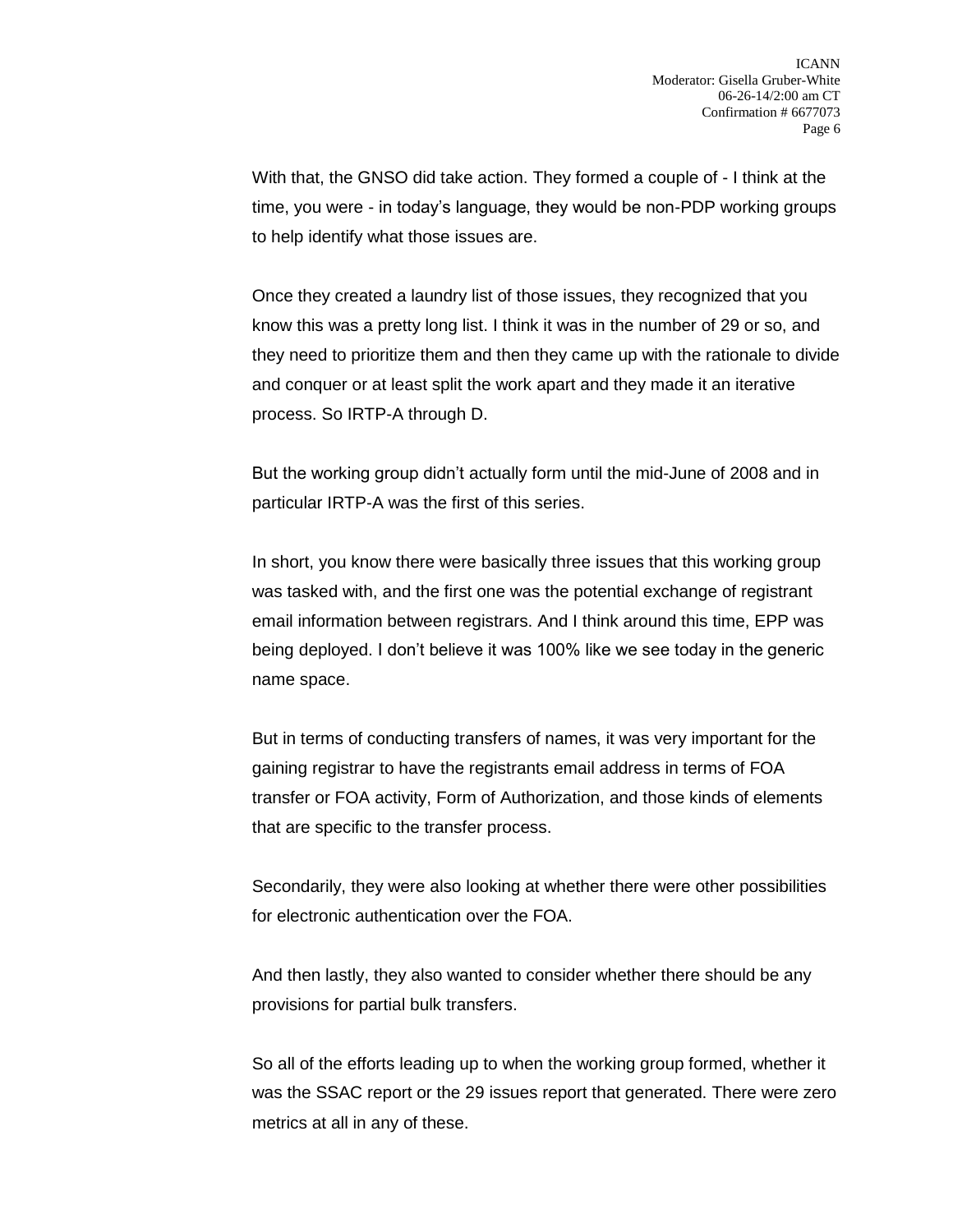With that, the GNSO did take action. They formed a couple of - I think at the time, you were - in today's language, they would be non-PDP working groups to help identify what those issues are.

Once they created a laundry list of those issues, they recognized that you know this was a pretty long list. I think it was in the number of 29 or so, and they need to prioritize them and then they came up with the rationale to divide and conquer or at least split the work apart and they made it an iterative process. So IRTP-A through D.

But the working group didn't actually form until the mid-June of 2008 and in particular IRTP-A was the first of this series.

In short, you know there were basically three issues that this working group was tasked with, and the first one was the potential exchange of registrant email information between registrars. And I think around this time, EPP was being deployed. I don't believe it was 100% like we see today in the generic name space.

But in terms of conducting transfers of names, it was very important for the gaining registrar to have the registrants email address in terms of FOA transfer or FOA activity, Form of Authorization, and those kinds of elements that are specific to the transfer process.

Secondarily, they were also looking at whether there were other possibilities for electronic authentication over the FOA.

And then lastly, they also wanted to consider whether there should be any provisions for partial bulk transfers.

So all of the efforts leading up to when the working group formed, whether it was the SSAC report or the 29 issues report that generated. There were zero metrics at all in any of these.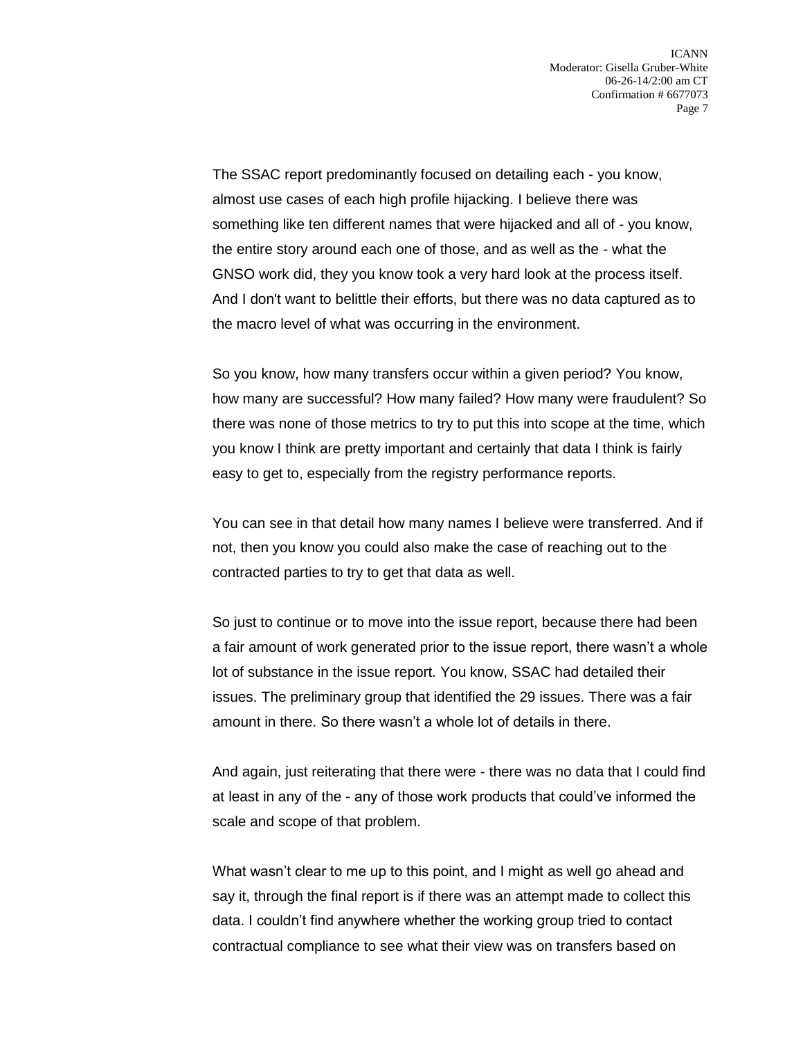The SSAC report predominantly focused on detailing each - you know, almost use cases of each high profile hijacking. I believe there was something like ten different names that were hijacked and all of - you know, the entire story around each one of those, and as well as the - what the GNSO work did, they you know took a very hard look at the process itself. And I don't want to belittle their efforts, but there was no data captured as to the macro level of what was occurring in the environment.

So you know, how many transfers occur within a given period? You know, how many are successful? How many failed? How many were fraudulent? So there was none of those metrics to try to put this into scope at the time, which you know I think are pretty important and certainly that data I think is fairly easy to get to, especially from the registry performance reports.

You can see in that detail how many names I believe were transferred. And if not, then you know you could also make the case of reaching out to the contracted parties to try to get that data as well.

So just to continue or to move into the issue report, because there had been a fair amount of work generated prior to the issue report, there wasn't a whole lot of substance in the issue report. You know, SSAC had detailed their issues. The preliminary group that identified the 29 issues. There was a fair amount in there. So there wasn't a whole lot of details in there.

And again, just reiterating that there were - there was no data that I could find at least in any of the - any of those work products that could've informed the scale and scope of that problem.

What wasn't clear to me up to this point, and I might as well go ahead and say it, through the final report is if there was an attempt made to collect this data. I couldn't find anywhere whether the working group tried to contact contractual compliance to see what their view was on transfers based on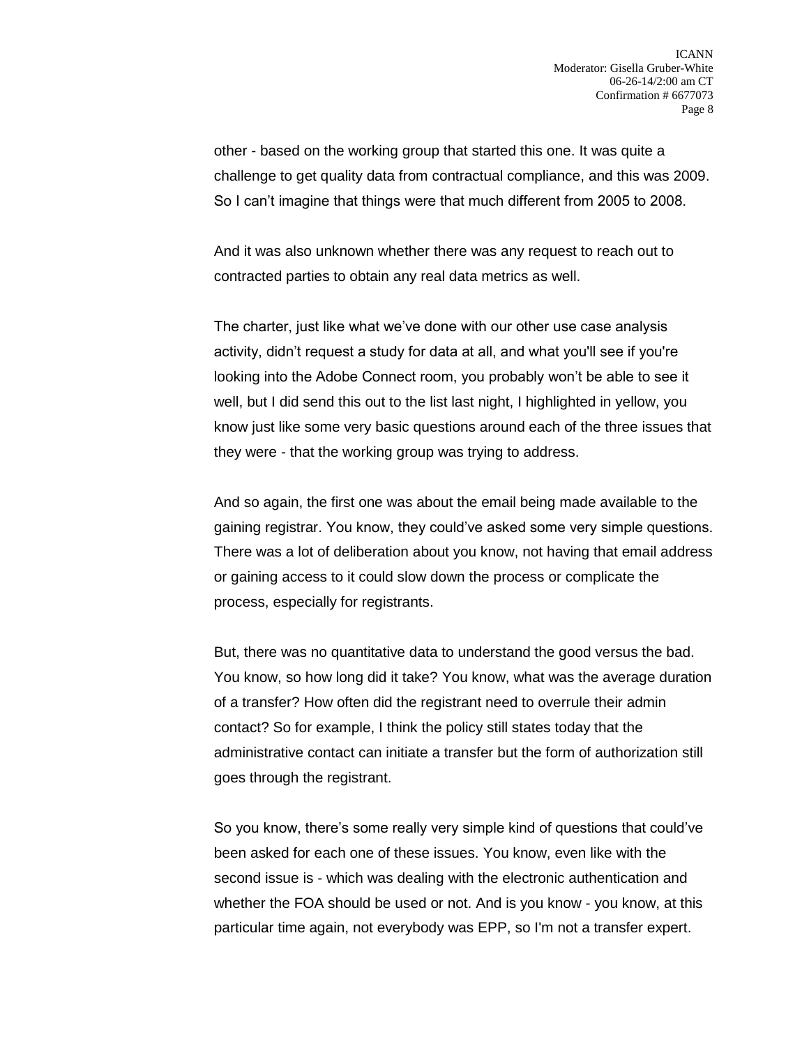other - based on the working group that started this one. It was quite a challenge to get quality data from contractual compliance, and this was 2009. So I can't imagine that things were that much different from 2005 to 2008.

And it was also unknown whether there was any request to reach out to contracted parties to obtain any real data metrics as well.

The charter, just like what we've done with our other use case analysis activity, didn't request a study for data at all, and what you'll see if you're looking into the Adobe Connect room, you probably won't be able to see it well, but I did send this out to the list last night, I highlighted in yellow, you know just like some very basic questions around each of the three issues that they were - that the working group was trying to address.

And so again, the first one was about the email being made available to the gaining registrar. You know, they could've asked some very simple questions. There was a lot of deliberation about you know, not having that email address or gaining access to it could slow down the process or complicate the process, especially for registrants.

But, there was no quantitative data to understand the good versus the bad. You know, so how long did it take? You know, what was the average duration of a transfer? How often did the registrant need to overrule their admin contact? So for example, I think the policy still states today that the administrative contact can initiate a transfer but the form of authorization still goes through the registrant.

So you know, there's some really very simple kind of questions that could've been asked for each one of these issues. You know, even like with the second issue is - which was dealing with the electronic authentication and whether the FOA should be used or not. And is you know - you know, at this particular time again, not everybody was EPP, so I'm not a transfer expert.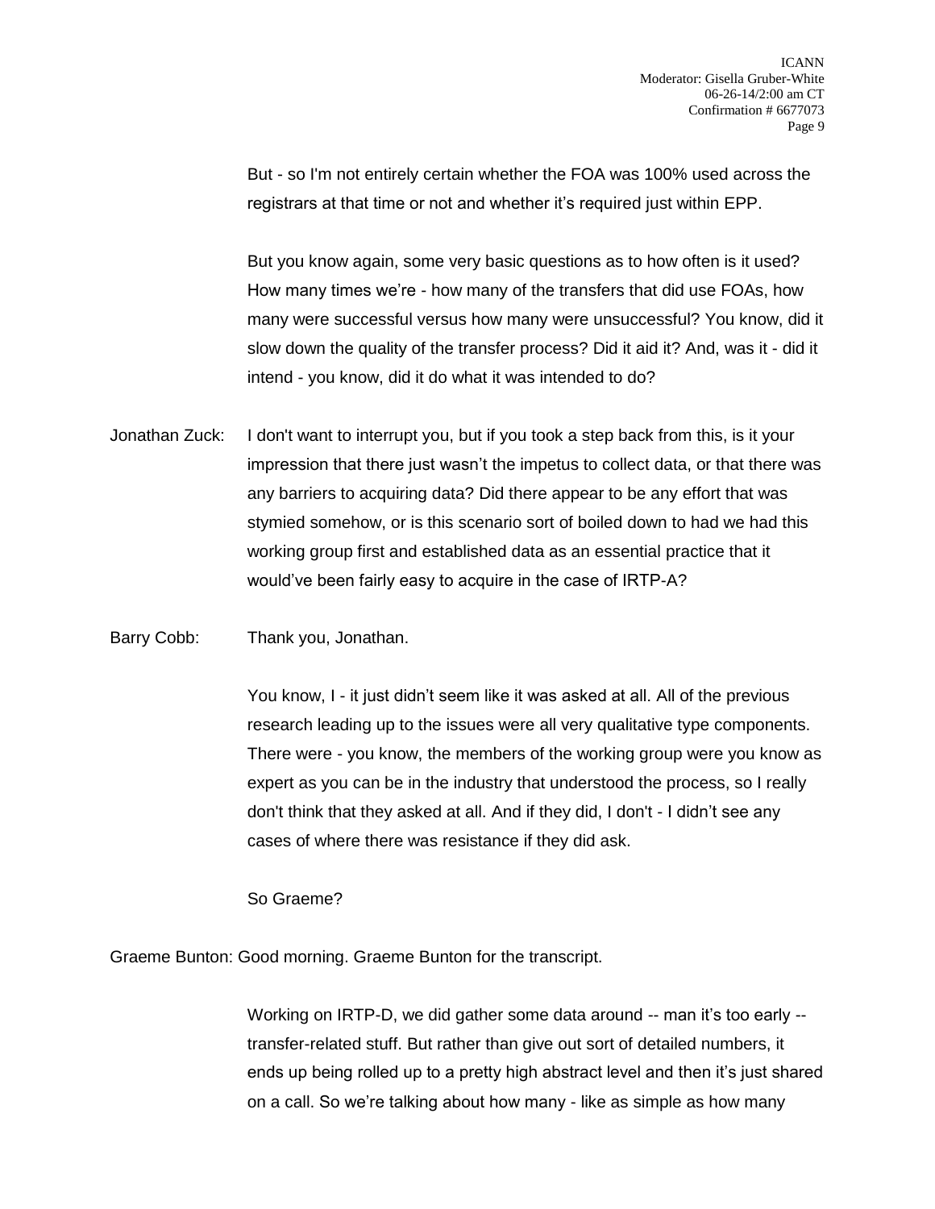But - so I'm not entirely certain whether the FOA was 100% used across the registrars at that time or not and whether it's required just within EPP.

But you know again, some very basic questions as to how often is it used? How many times we're - how many of the transfers that did use FOAs, how many were successful versus how many were unsuccessful? You know, did it slow down the quality of the transfer process? Did it aid it? And, was it - did it intend - you know, did it do what it was intended to do?

Jonathan Zuck: I don't want to interrupt you, but if you took a step back from this, is it your impression that there just wasn't the impetus to collect data, or that there was any barriers to acquiring data? Did there appear to be any effort that was stymied somehow, or is this scenario sort of boiled down to had we had this working group first and established data as an essential practice that it would've been fairly easy to acquire in the case of IRTP-A?

Barry Cobb: Thank you, Jonathan.

You know, I - it just didn't seem like it was asked at all. All of the previous research leading up to the issues were all very qualitative type components. There were - you know, the members of the working group were you know as expert as you can be in the industry that understood the process, so I really don't think that they asked at all. And if they did, I don't - I didn't see any cases of where there was resistance if they did ask.

So Graeme?

Graeme Bunton: Good morning. Graeme Bunton for the transcript.

Working on IRTP-D, we did gather some data around -- man it's too early -- transfer-related stuff. But rather than give out sort of detailed numbers, it ends up being rolled up to a pretty high abstract level and then it's just shared on a call. So we're talking about how many - like as simple as how many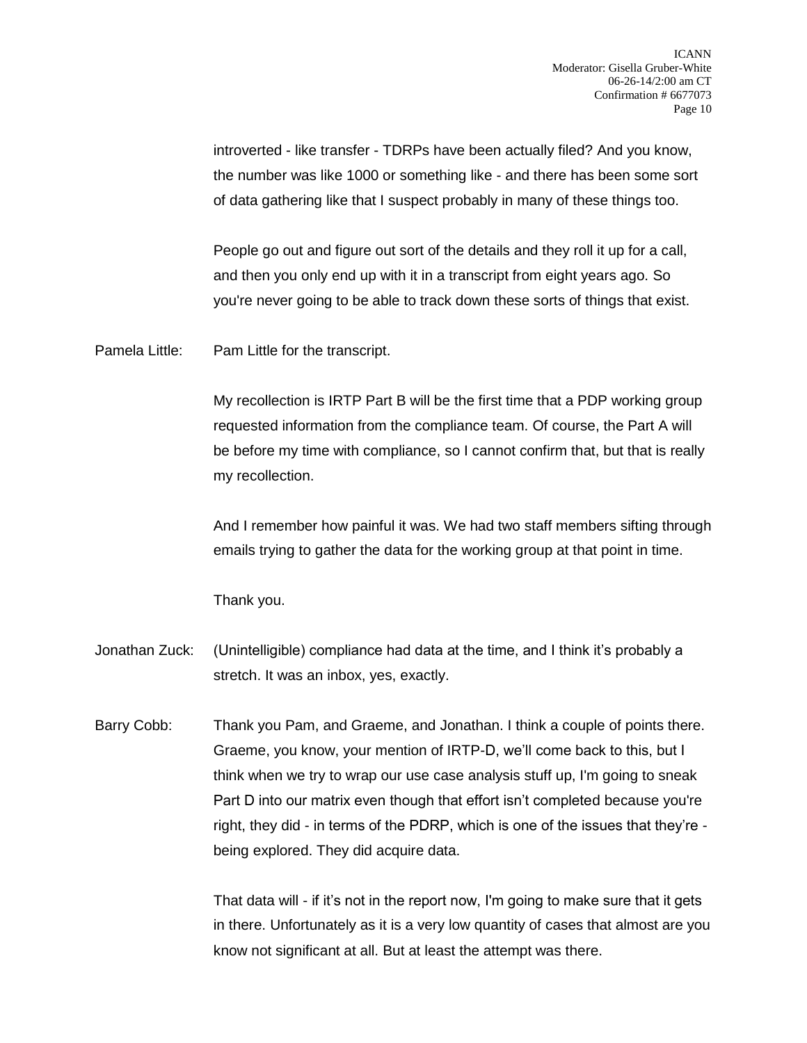introverted - like transfer - TDRPs have been actually filed? And you know, the number was like 1000 or something like - and there has been some sort of data gathering like that I suspect probably in many of these things too.

People go out and figure out sort of the details and they roll it up for a call, and then you only end up with it in a transcript from eight years ago. So you're never going to be able to track down these sorts of things that exist.

Pamela Little: Pam Little for the transcript.

My recollection is IRTP Part B will be the first time that a PDP working group requested information from the compliance team. Of course, the Part A will be before my time with compliance, so I cannot confirm that, but that is really my recollection.

And I remember how painful it was. We had two staff members sifting through emails trying to gather the data for the working group at that point in time.

Thank you.

Jonathan Zuck: (Unintelligible) compliance had data at the time, and I think it's probably a stretch. It was an inbox, yes, exactly.

Barry Cobb: Thank you Pam, and Graeme, and Jonathan. I think a couple of points there. Graeme, you know, your mention of IRTP-D, we'll come back to this, but I think when we try to wrap our use case analysis stuff up, I'm going to sneak Part D into our matrix even though that effort isn't completed because you're right, they did - in terms of the PDRP, which is one of the issues that they're - being explored. They did acquire data.

That data will - if it's not in the report now, I'm going to make sure that it gets in there. Unfortunately as it is a very low quantity of cases that almost are you know not significant at all. But at least the attempt was there.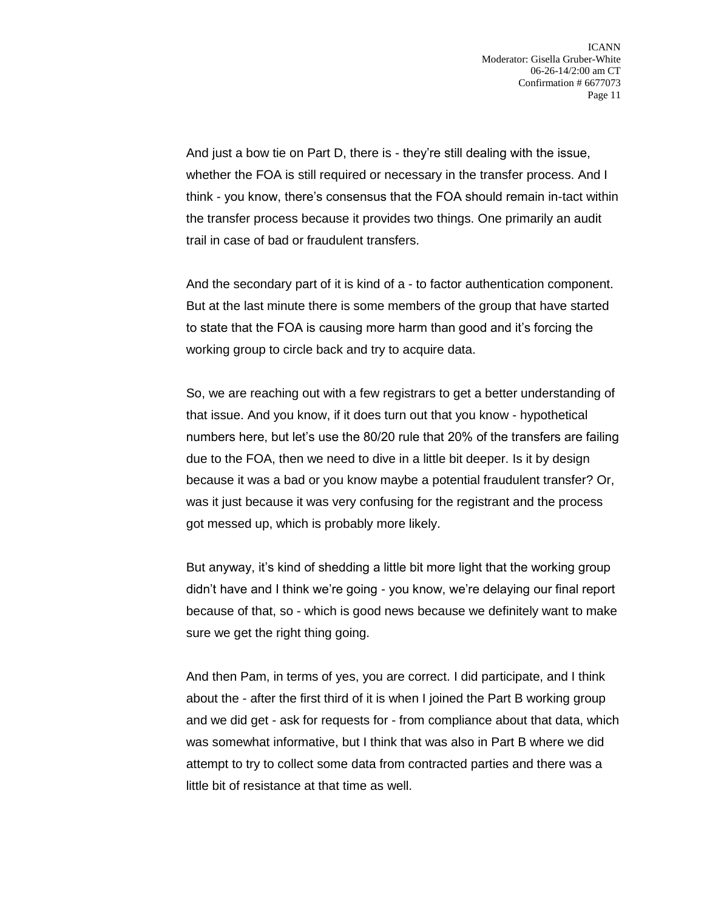And just a bow tie on Part D, there is - they're still dealing with the issue, whether the FOA is still required or necessary in the transfer process. And I think - you know, there's consensus that the FOA should remain in-tact within the transfer process because it provides two things. One primarily an audit trail in case of bad or fraudulent transfers.

And the secondary part of it is kind of a - to factor authentication component. But at the last minute there is some members of the group that have started to state that the FOA is causing more harm than good and it's forcing the working group to circle back and try to acquire data.

So, we are reaching out with a few registrars to get a better understanding of that issue. And you know, if it does turn out that you know - hypothetical numbers here, but let's use the 80/20 rule that 20% of the transfers are failing due to the FOA, then we need to dive in a little bit deeper. Is it by design because it was a bad or you know maybe a potential fraudulent transfer? Or, was it just because it was very confusing for the registrant and the process got messed up, which is probably more likely.

But anyway, it's kind of shedding a little bit more light that the working group didn't have and I think we're going - you know, we're delaying our final report because of that, so - which is good news because we definitely want to make sure we get the right thing going.

And then Pam, in terms of yes, you are correct. I did participate, and I think about the - after the first third of it is when I joined the Part B working group and we did get - ask for requests for - from compliance about that data, which was somewhat informative, but I think that was also in Part B where we did attempt to try to collect some data from contracted parties and there was a little bit of resistance at that time as well.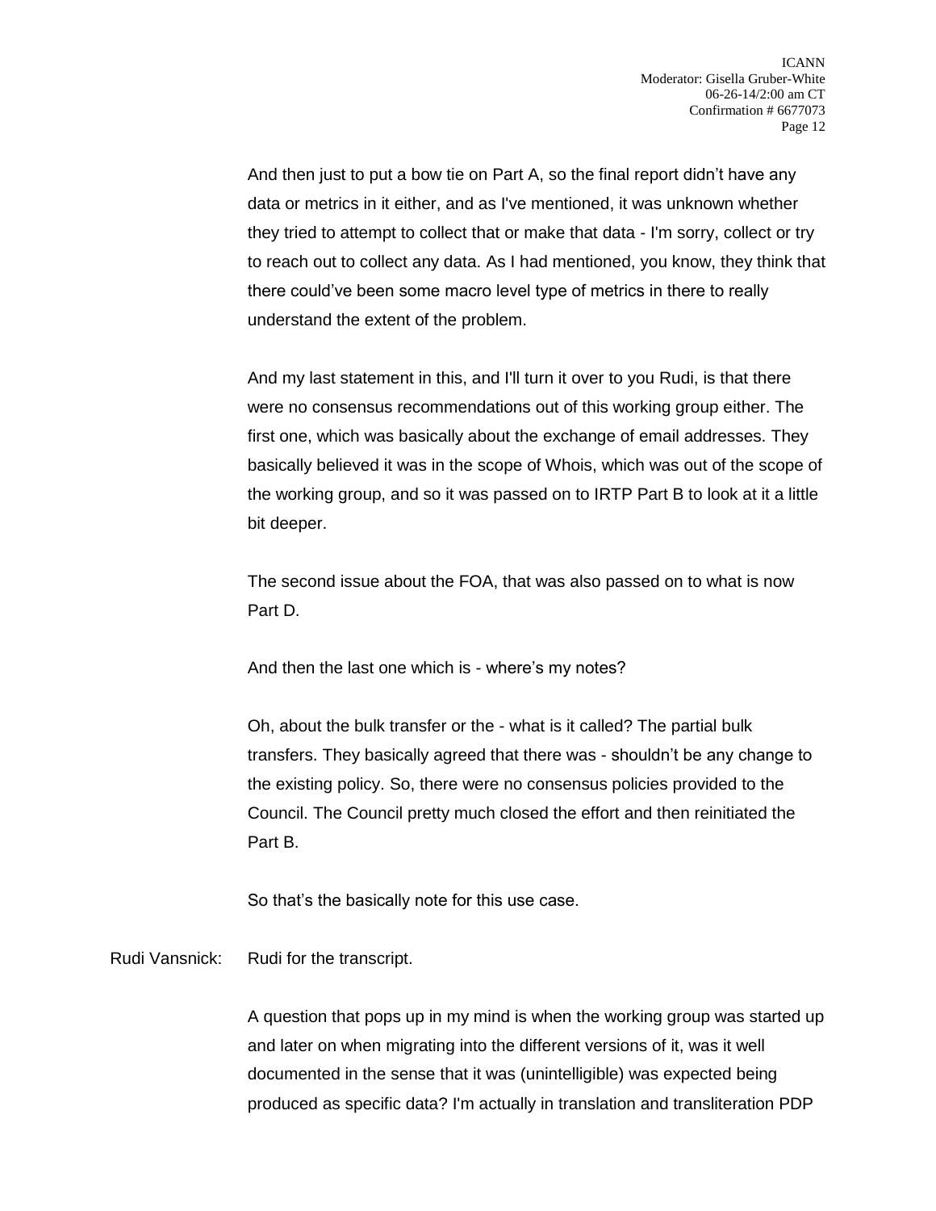And then just to put a bow tie on Part A, so the final report didn't have any data or metrics in it either, and as I've mentioned, it was unknown whether they tried to attempt to collect that or make that data - I'm sorry, collect or try to reach out to collect any data. As I had mentioned, you know, they think that there could've been some macro level type of metrics in there to really understand the extent of the problem.

And my last statement in this, and I'll turn it over to you Rudi, is that there were no consensus recommendations out of this working group either. The first one, which was basically about the exchange of email addresses. They basically believed it was in the scope of Whois, which was out of the scope of the working group, and so it was passed on to IRTP Part B to look at it a little bit deeper.

The second issue about the FOA, that was also passed on to what is now Part D.

And then the last one which is - where's my notes?

Oh, about the bulk transfer or the - what is it called? The partial bulk transfers. They basically agreed that there was - shouldn't be any change to the existing policy. So, there were no consensus policies provided to the Council. The Council pretty much closed the effort and then reinitiated the Part B.

So that's the basically note for this use case.

Rudi Vansnick: Rudi for the transcript.

A question that pops up in my mind is when the working group was started up and later on when migrating into the different versions of it, was it well documented in the sense that it was (unintelligible) was expected being produced as specific data? I'm actually in translation and transliteration PDP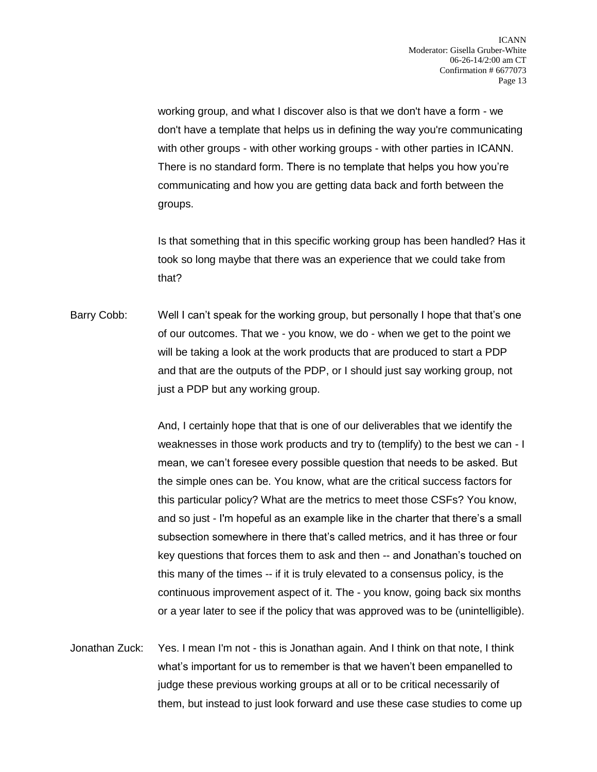working group, and what I discover also is that we don't have a form - we don't have a template that helps us in defining the way you're communicating with other groups - with other working groups - with other parties in ICANN. There is no standard form. There is no template that helps you how you're communicating and how you are getting data back and forth between the groups.

Is that something that in this specific working group has been handled? Has it took so long maybe that there was an experience that we could take from that?

Barry Cobb: Well I can't speak for the working group, but personally I hope that that's one of our outcomes. That we - you know, we do - when we get to the point we will be taking a look at the work products that are produced to start a PDP and that are the outputs of the PDP, or I should just say working group, not just a PDP but any working group.

And, I certainly hope that that is one of our deliverables that we identify the weaknesses in those work products and try to (templify) to the best we can - I mean, we can't foresee every possible question that needs to be asked. But the simple ones can be. You know, what are the critical success factors for this particular policy? What are the metrics to meet those CSFs? You know, and so just - I'm hopeful as an example like in the charter that there's a small subsection somewhere in there that's called metrics, and it has three or four key questions that forces them to ask and then -- and Jonathan's touched on this many of the times -- if it is truly elevated to a consensus policy, is the continuous improvement aspect of it. The - you know, going back six months or a year later to see if the policy that was approved was to be (unintelligible).

Jonathan Zuck: Yes. I mean I'm not - this is Jonathan again. And I think on that note, I think what's important for us to remember is that we haven't been empanelled to judge these previous working groups at all or to be critical necessarily of them, but instead to just look forward and use these case studies to come up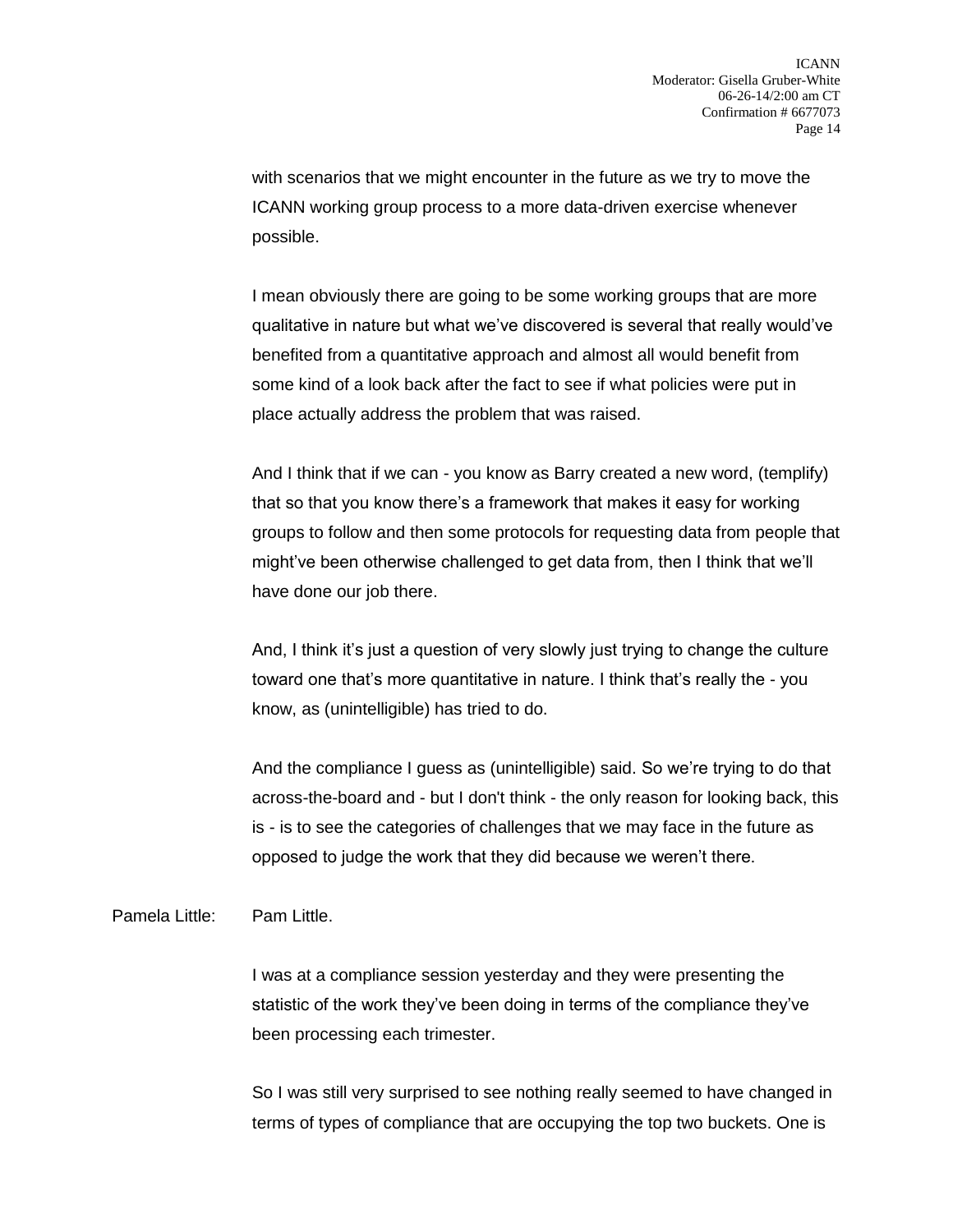with scenarios that we might encounter in the future as we try to move the ICANN working group process to a more data-driven exercise whenever possible.

I mean obviously there are going to be some working groups that are more qualitative in nature but what we've discovered is several that really would've benefited from a quantitative approach and almost all would benefit from some kind of a look back after the fact to see if what policies were put in place actually address the problem that was raised.

And I think that if we can - you know as Barry created a new word, (templify) that so that you know there's a framework that makes it easy for working groups to follow and then some protocols for requesting data from people that might've been otherwise challenged to get data from, then I think that we'll have done our job there.

And, I think it's just a question of very slowly just trying to change the culture toward one that's more quantitative in nature. I think that's really the - you know, as (unintelligible) has tried to do.

And the compliance I guess as (unintelligible) said. So we're trying to do that across-the-board and - but I don't think - the only reason for looking back, this is - is to see the categories of challenges that we may face in the future as opposed to judge the work that they did because we weren't there.

Pamela Little: Pam Little.

I was at a compliance session yesterday and they were presenting the statistic of the work they've been doing in terms of the compliance they've been processing each trimester.

So I was still very surprised to see nothing really seemed to have changed in terms of types of compliance that are occupying the top two buckets. One is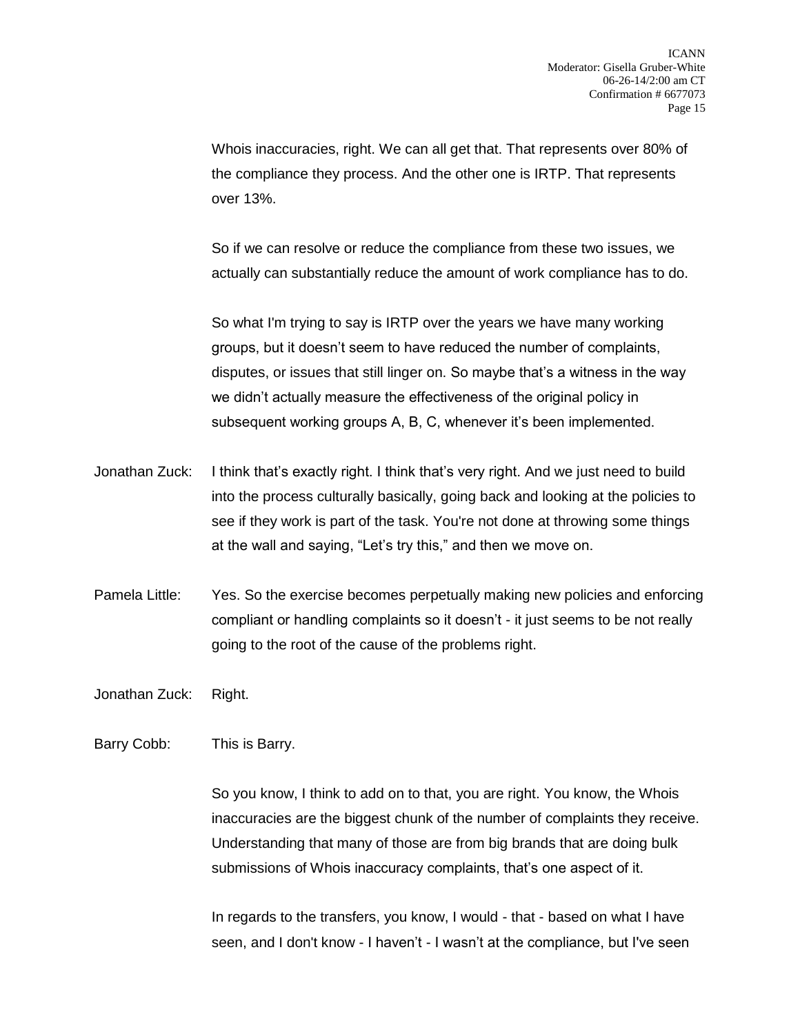Whois inaccuracies, right. We can all get that. That represents over 80% of the compliance they process. And the other one is IRTP. That represents over 13%.

So if we can resolve or reduce the compliance from these two issues, we actually can substantially reduce the amount of work compliance has to do.

So what I'm trying to say is IRTP over the years we have many working groups, but it doesn't seem to have reduced the number of complaints, disputes, or issues that still linger on. So maybe that's a witness in the way we didn't actually measure the effectiveness of the original policy in subsequent working groups A, B, C, whenever it's been implemented.

Jonathan Zuck: I think that's exactly right. I think that's very right. And we just need to build into the process culturally basically, going back and looking at the policies to see if they work is part of the task. You're not done at throwing some things at the wall and saying, "Let's try this," and then we move on.

Pamela Little: Yes. So the exercise becomes perpetually making new policies and enforcing compliant or handling complaints so it doesn't - it just seems to be not really going to the root of the cause of the problems right.

Jonathan Zuck: Right.

Barry Cobb: This is Barry.

So you know, I think to add on to that, you are right. You know, the Whois inaccuracies are the biggest chunk of the number of complaints they receive. Understanding that many of those are from big brands that are doing bulk submissions of Whois inaccuracy complaints, that's one aspect of it.

In regards to the transfers, you know, I would - that - based on what I have seen, and I don't know - I haven't - I wasn't at the compliance, but I've seen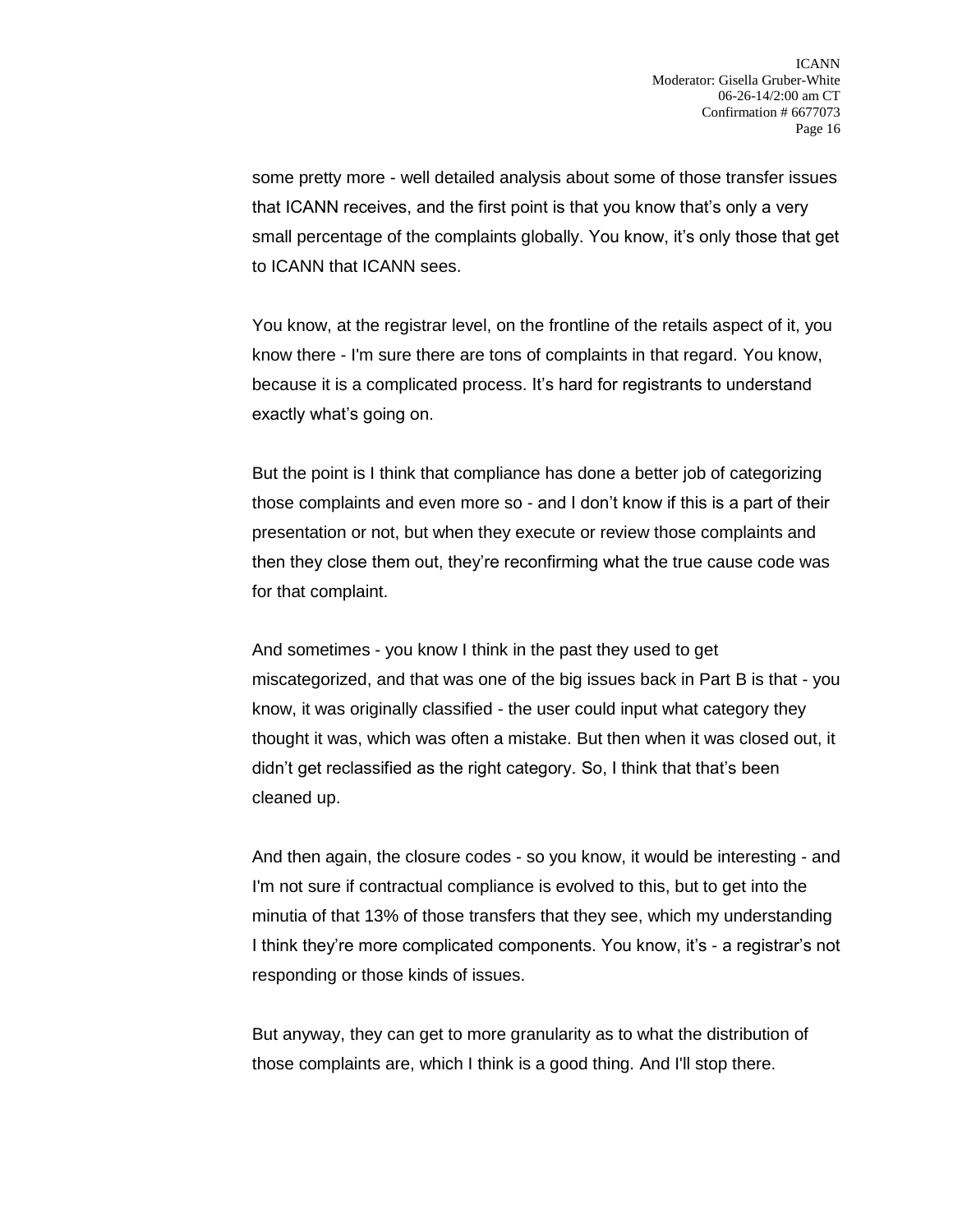some pretty more - well detailed analysis about some of those transfer issues that ICANN receives, and the first point is that you know that's only a very small percentage of the complaints globally. You know, it's only those that get to ICANN that ICANN sees.

You know, at the registrar level, on the frontline of the retails aspect of it, you know there - I'm sure there are tons of complaints in that regard. You know, because it is a complicated process. It's hard for registrants to understand exactly what's going on.

But the point is I think that compliance has done a better job of categorizing those complaints and even more so - and I don't know if this is a part of their presentation or not, but when they execute or review those complaints and then they close them out, they're reconfirming what the true cause code was for that complaint.

And sometimes - you know I think in the past they used to get miscategorized, and that was one of the big issues back in Part B is that - you know, it was originally classified - the user could input what category they thought it was, which was often a mistake. But then when it was closed out, it didn't get reclassified as the right category. So, I think that that's been cleaned up.

And then again, the closure codes - so you know, it would be interesting - and I'm not sure if contractual compliance is evolved to this, but to get into the minutia of that 13% of those transfers that they see, which my understanding I think they're more complicated components. You know, it's - a registrar's not responding or those kinds of issues.

But anyway, they can get to more granularity as to what the distribution of those complaints are, which I think is a good thing. And I'll stop there.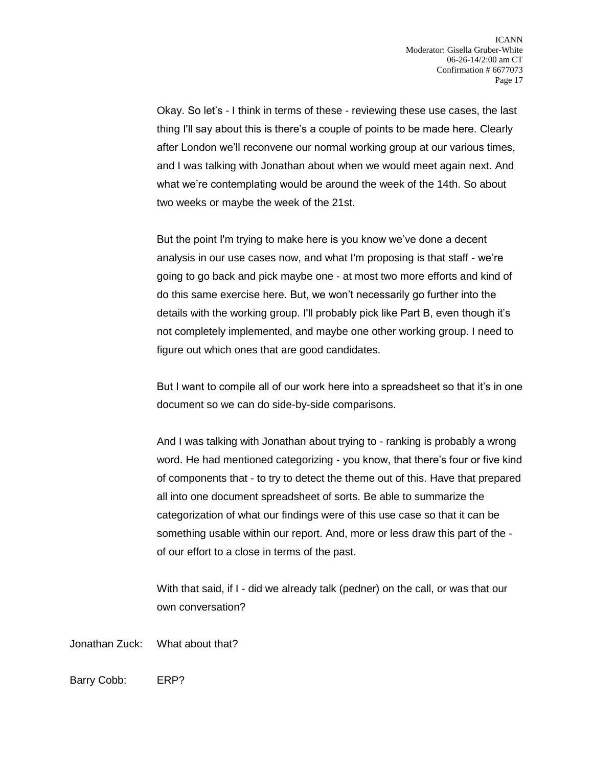Okay. So let's - I think in terms of these - reviewing these use cases, the last thing I'll say about this is there's a couple of points to be made here. Clearly after London we'll reconvene our normal working group at our various times, and I was talking with Jonathan about when we would meet again next. And what we're contemplating would be around the week of the 14th. So about two weeks or maybe the week of the 21st.

But the point I'm trying to make here is you know we've done a decent analysis in our use cases now, and what I'm proposing is that staff - we're going to go back and pick maybe one - at most two more efforts and kind of do this same exercise here. But, we won't necessarily go further into the details with the working group. I'll probably pick like Part B, even though it's not completely implemented, and maybe one other working group. I need to figure out which ones that are good candidates.

But I want to compile all of our work here into a spreadsheet so that it's in one document so we can do side-by-side comparisons.

And I was talking with Jonathan about trying to - ranking is probably a wrong word. He had mentioned categorizing - you know, that there's four or five kind of components that - to try to detect the theme out of this. Have that prepared all into one document spreadsheet of sorts. Be able to summarize the categorization of what our findings were of this use case so that it can be something usable within our report. And, more or less draw this part of the - of our effort to a close in terms of the past.

With that said, if I - did we already talk (pedner) on the call, or was that our own conversation?

Jonathan Zuck: What about that?

Barry Cobb: ERP?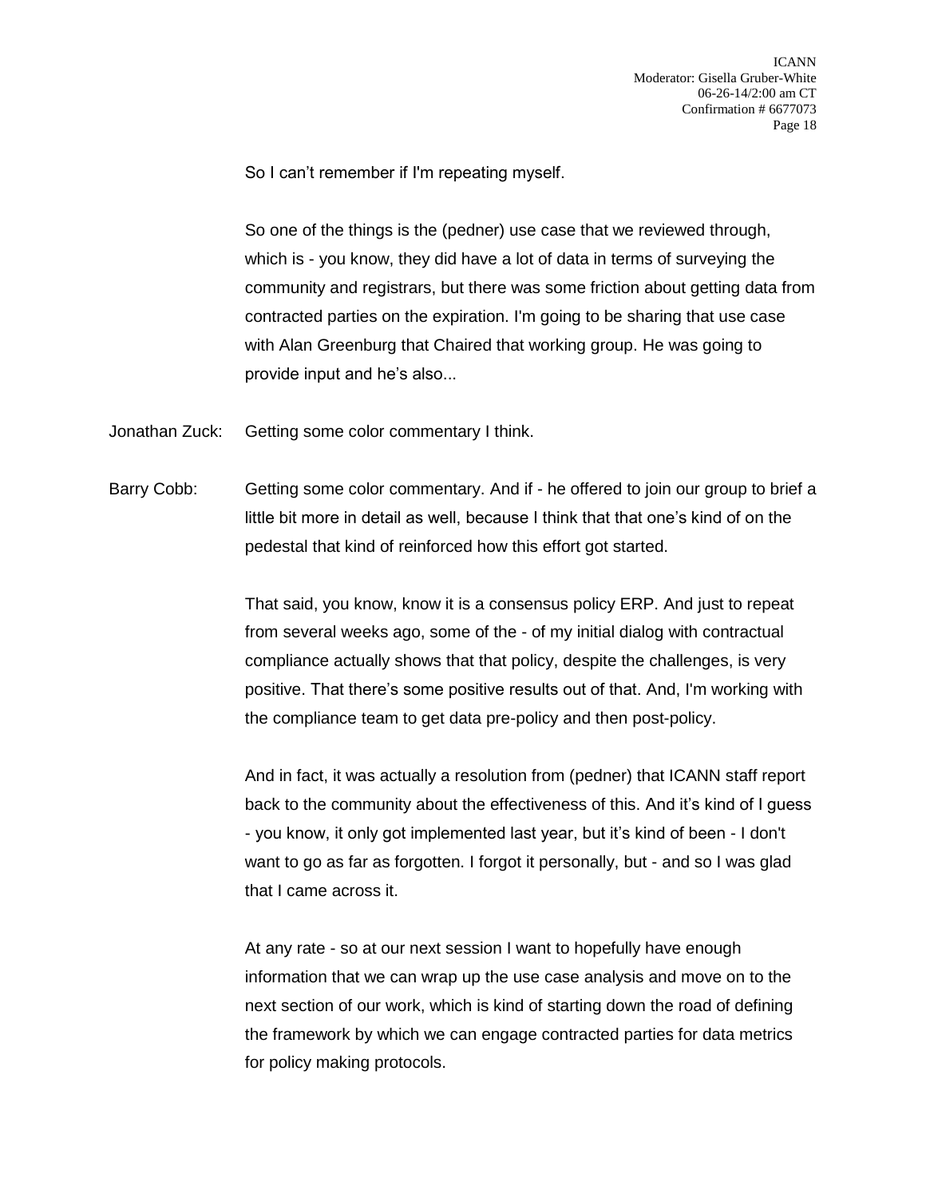So I can't remember if I'm repeating myself.

So one of the things is the (pedner) use case that we reviewed through, which is - you know, they did have a lot of data in terms of surveying the community and registrars, but there was some friction about getting data from contracted parties on the expiration. I'm going to be sharing that use case with Alan Greenburg that Chaired that working group. He was going to provide input and he's also...

Jonathan Zuck: Getting some color commentary I think.

Barry Cobb: Getting some color commentary. And if - he offered to join our group to brief a little bit more in detail as well, because I think that that one's kind of on the pedestal that kind of reinforced how this effort got started.

That said, you know, know it is a consensus policy ERP. And just to repeat from several weeks ago, some of the - of my initial dialog with contractual compliance actually shows that that policy, despite the challenges, is very positive. That there's some positive results out of that. And, I'm working with the compliance team to get data pre-policy and then post-policy.

And in fact, it was actually a resolution from (pedner) that ICANN staff report back to the community about the effectiveness of this. And it's kind of I guess - you know, it only got implemented last year, but it's kind of been - I don't want to go as far as forgotten. I forgot it personally, but - and so I was glad that I came across it.

At any rate - so at our next session I want to hopefully have enough information that we can wrap up the use case analysis and move on to the next section of our work, which is kind of starting down the road of defining the framework by which we can engage contracted parties for data metrics for policy making protocols.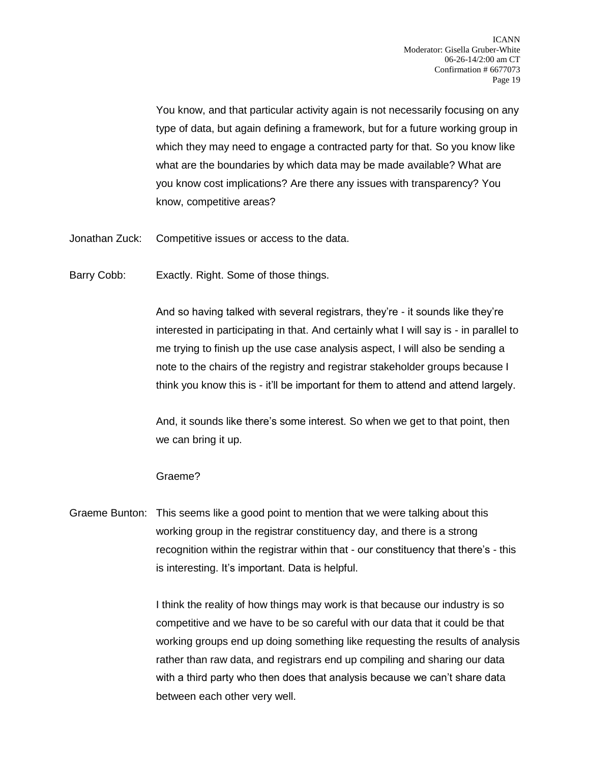You know, and that particular activity again is not necessarily focusing on any type of data, but again defining a framework, but for a future working group in which they may need to engage a contracted party for that. So you know like what are the boundaries by which data may be made available? What are you know cost implications? Are there any issues with transparency? You know, competitive areas?

Jonathan Zuck: Competitive issues or access to the data.

Barry Cobb: Exactly. Right. Some of those things.

And so having talked with several registrars, they're - it sounds like they're interested in participating in that. And certainly what I will say is - in parallel to me trying to finish up the use case analysis aspect, I will also be sending a note to the chairs of the registry and registrar stakeholder groups because I think you know this is - it'll be important for them to attend and attend largely.

And, it sounds like there's some interest. So when we get to that point, then we can bring it up.

Graeme?

Graeme Bunton: This seems like a good point to mention that we were talking about this working group in the registrar constituency day, and there is a strong recognition within the registrar within that - our constituency that there's - this is interesting. It's important. Data is helpful.

I think the reality of how things may work is that because our industry is so competitive and we have to be so careful with our data that it could be that working groups end up doing something like requesting the results of analysis rather than raw data, and registrars end up compiling and sharing our data with a third party who then does that analysis because we can't share data between each other very well.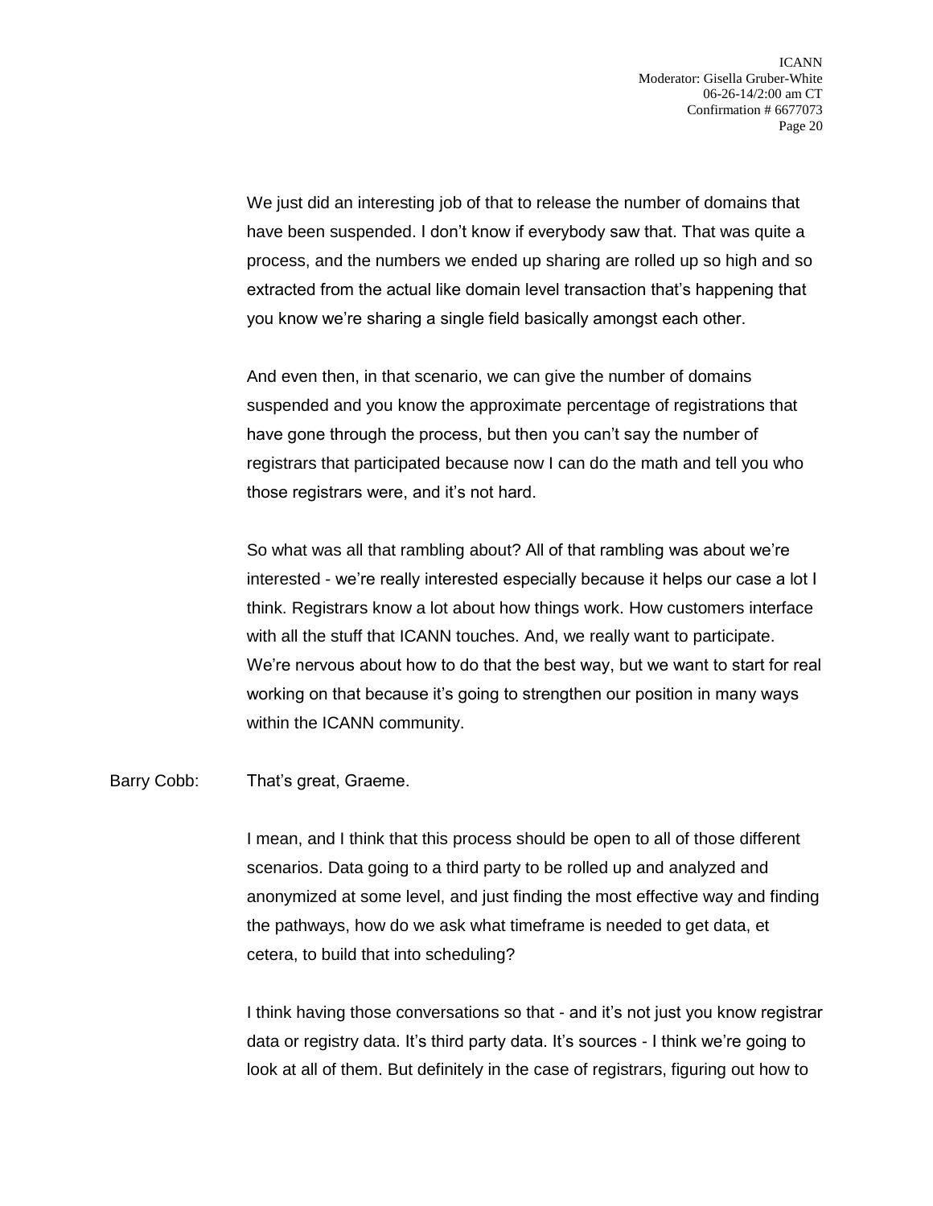We just did an interesting job of that to release the number of domains that have been suspended. I don't know if everybody saw that. That was quite a process, and the numbers we ended up sharing are rolled up so high and so extracted from the actual like domain level transaction that's happening that you know we're sharing a single field basically amongst each other.

And even then, in that scenario, we can give the number of domains suspended and you know the approximate percentage of registrations that have gone through the process, but then you can't say the number of registrars that participated because now I can do the math and tell you who those registrars were, and it's not hard.

So what was all that rambling about? All of that rambling was about we're interested - we're really interested especially because it helps our case a lot I think. Registrars know a lot about how things work. How customers interface with all the stuff that ICANN touches. And, we really want to participate. We're nervous about how to do that the best way, but we want to start for real working on that because it's going to strengthen our position in many ways within the ICANN community.

Barry Cobb: That's great, Graeme.

I mean, and I think that this process should be open to all of those different scenarios. Data going to a third party to be rolled up and analyzed and anonymized at some level, and just finding the most effective way and finding the pathways, how do we ask what timeframe is needed to get data, et cetera, to build that into scheduling?

I think having those conversations so that - and it's not just you know registrar data or registry data. It's third party data. It's sources - I think we're going to look at all of them. But definitely in the case of registrars, figuring out how to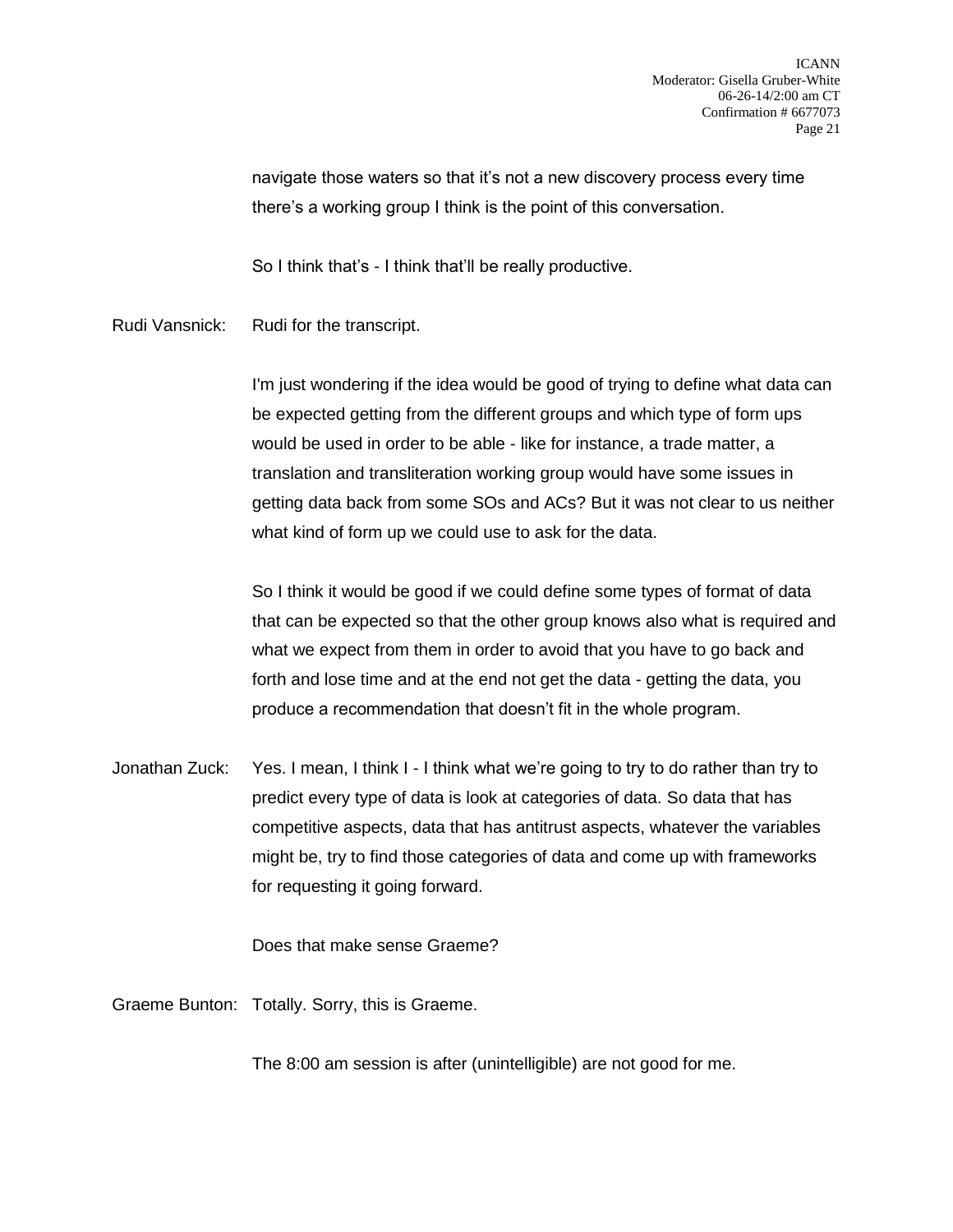navigate those waters so that it's not a new discovery process every time there's a working group I think is the point of this conversation.

So I think that's - I think that'll be really productive.

Rudi Vansnick: Rudi for the transcript.

I'm just wondering if the idea would be good of trying to define what data can be expected getting from the different groups and which type of form ups would be used in order to be able - like for instance, a trade matter, a translation and transliteration working group would have some issues in getting data back from some SOs and ACs? But it was not clear to us neither what kind of form up we could use to ask for the data.

So I think it would be good if we could define some types of format of data that can be expected so that the other group knows also what is required and what we expect from them in order to avoid that you have to go back and forth and lose time and at the end not get the data - getting the data, you produce a recommendation that doesn't fit in the whole program.

Jonathan Zuck: Yes. I mean, I think I - I think what we're going to try to do rather than try to predict every type of data is look at categories of data. So data that has competitive aspects, data that has antitrust aspects, whatever the variables might be, try to find those categories of data and come up with frameworks for requesting it going forward.

Does that make sense Graeme?

Graeme Bunton: Totally. Sorry, this is Graeme.

The 8:00 am session is after (unintelligible) are not good for me.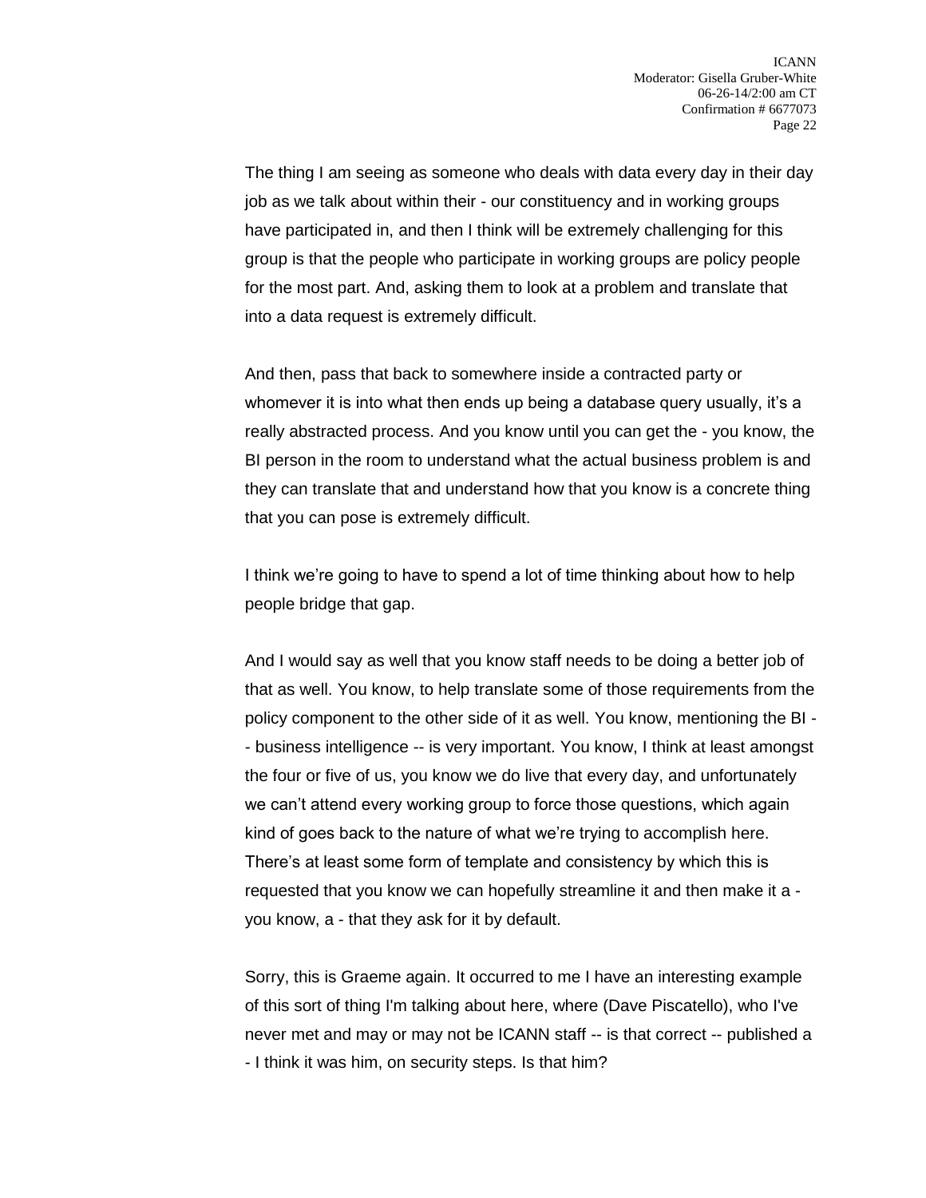The thing I am seeing as someone who deals with data every day in their day job as we talk about within their - our constituency and in working groups have participated in, and then I think will be extremely challenging for this group is that the people who participate in working groups are policy people for the most part. And, asking them to look at a problem and translate that into a data request is extremely difficult.

And then, pass that back to somewhere inside a contracted party or whomever it is into what then ends up being a database query usually, it's a really abstracted process. And you know until you can get the - you know, the BI person in the room to understand what the actual business problem is and they can translate that and understand how that you know is a concrete thing that you can pose is extremely difficult.

I think we're going to have to spend a lot of time thinking about how to help people bridge that gap.

And I would say as well that you know staff needs to be doing a better job of that as well. You know, to help translate some of those requirements from the policy component to the other side of it as well. You know, mentioning the BI -- business intelligence -- is very important. You know, I think at least amongst the four or five of us, you know we do live that every day, and unfortunately we can't attend every working group to force those questions, which again kind of goes back to the nature of what we're trying to accomplish here. There's at least some form of template and consistency by which this is requested that you know we can hopefully streamline it and then make it a - you know, a - that they ask for it by default.

Sorry, this is Graeme again. It occurred to me I have an interesting example of this sort of thing I'm talking about here, where (Dave Piscatello), who I've never met and may or may not be ICANN staff -- is that correct -- published a - I think it was him, on security steps. Is that him?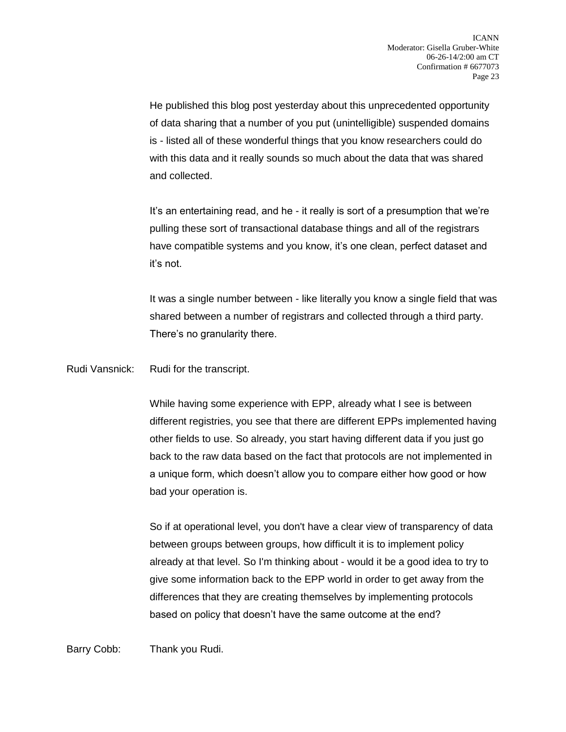He published this blog post yesterday about this unprecedented opportunity of data sharing that a number of you put (unintelligible) suspended domains is - listed all of these wonderful things that you know researchers could do with this data and it really sounds so much about the data that was shared and collected.

It's an entertaining read, and he - it really is sort of a presumption that we're pulling these sort of transactional database things and all of the registrars have compatible systems and you know, it's one clean, perfect dataset and it's not.

It was a single number between - like literally you know a single field that was shared between a number of registrars and collected through a third party. There's no granularity there.

Rudi Vansnick: Rudi for the transcript.

While having some experience with EPP, already what I see is between different registries, you see that there are different EPPs implemented having other fields to use. So already, you start having different data if you just go back to the raw data based on the fact that protocols are not implemented in a unique form, which doesn't allow you to compare either how good or how bad your operation is.

So if at operational level, you don't have a clear view of transparency of data between groups between groups, how difficult it is to implement policy already at that level. So I'm thinking about - would it be a good idea to try to give some information back to the EPP world in order to get away from the differences that they are creating themselves by implementing protocols based on policy that doesn't have the same outcome at the end?

Barry Cobb: Thank you Rudi.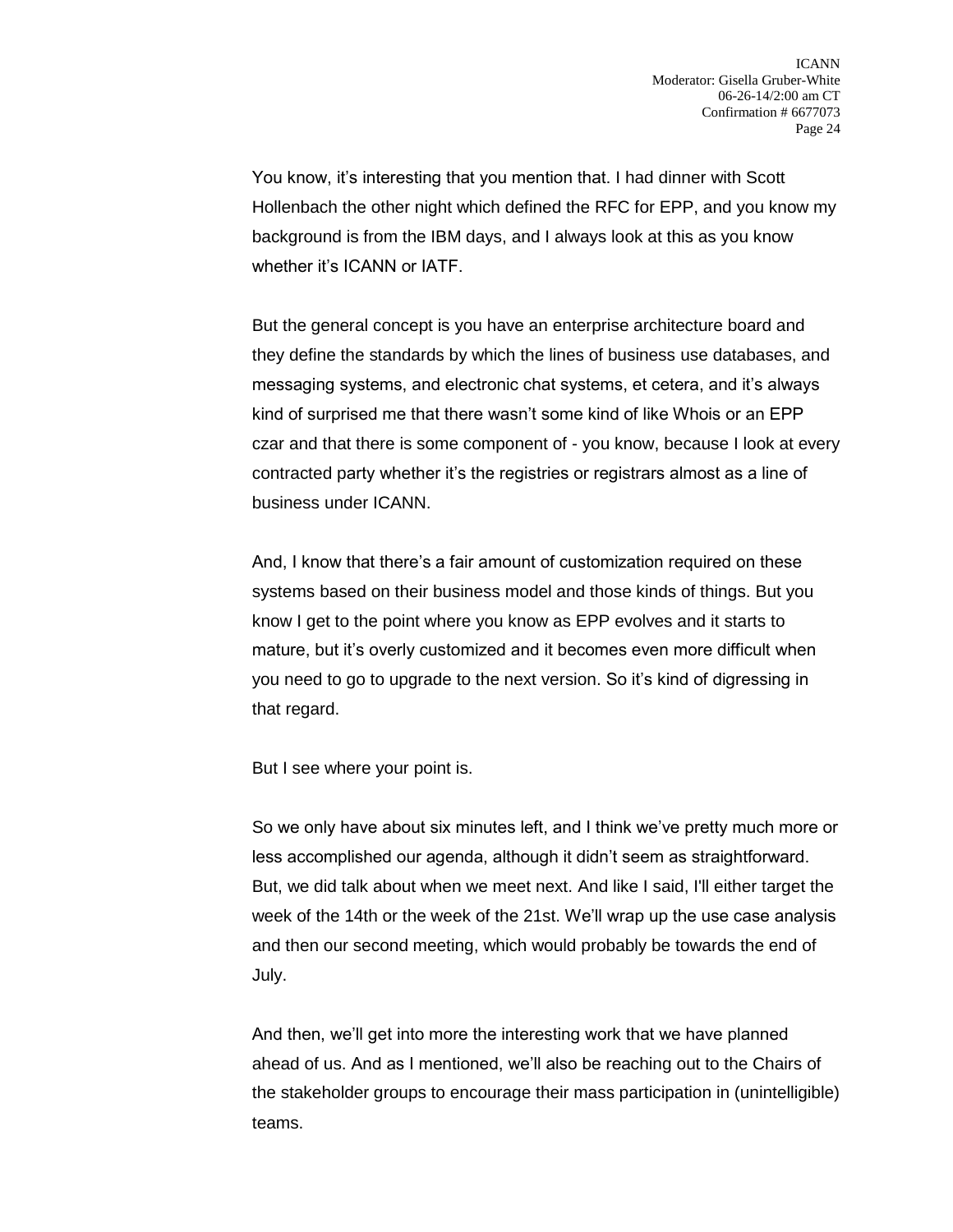You know, it's interesting that you mention that. I had dinner with Scott Hollenbach the other night which defined the RFC for EPP, and you know my background is from the IBM days, and I always look at this as you know whether it's ICANN or IATF.

But the general concept is you have an enterprise architecture board and they define the standards by which the lines of business use databases, and messaging systems, and electronic chat systems, et cetera, and it's always kind of surprised me that there wasn't some kind of like Whois or an EPP czar and that there is some component of - you know, because I look at every contracted party whether it's the registries or registrars almost as a line of business under ICANN.

And, I know that there's a fair amount of customization required on these systems based on their business model and those kinds of things. But you know I get to the point where you know as EPP evolves and it starts to mature, but it's overly customized and it becomes even more difficult when you need to go to upgrade to the next version. So it's kind of digressing in that regard.

But I see where your point is.

So we only have about six minutes left, and I think we've pretty much more or less accomplished our agenda, although it didn't seem as straightforward. But, we did talk about when we meet next. And like I said, I'll either target the week of the 14th or the week of the 21st. We'll wrap up the use case analysis and then our second meeting, which would probably be towards the end of July.

And then, we'll get into more the interesting work that we have planned ahead of us. And as I mentioned, we'll also be reaching out to the Chairs of the stakeholder groups to encourage their mass participation in (unintelligible) teams.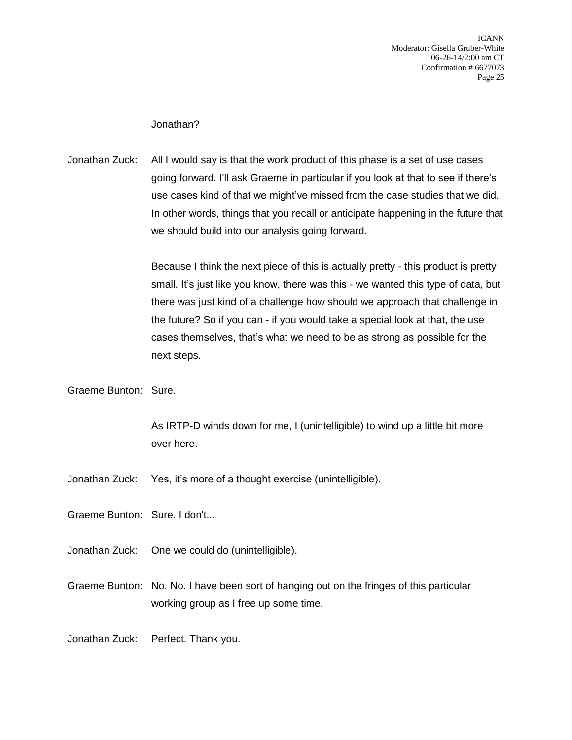Jonathan?

Jonathan Zuck: All I would say is that the work product of this phase is a set of use cases going forward. I'll ask Graeme in particular if you look at that to see if there's use cases kind of that we might've missed from the case studies that we did. In other words, things that you recall or anticipate happening in the future that we should build into our analysis going forward.

Because I think the next piece of this is actually pretty - this product is pretty small. It's just like you know, there was this - we wanted this type of data, but there was just kind of a challenge how should we approach that challenge in the future? So if you can - if you would take a special look at that, the use cases themselves, that's what we need to be as strong as possible for the next steps.

Graeme Bunton: Sure.

As IRTP-D winds down for me, I (unintelligible) to wind up a little bit more over here.

Jonathan Zuck: Yes, it's more of a thought exercise (unintelligible).

Graeme Bunton: Sure. I don't...

Jonathan Zuck: One we could do (unintelligible).

Graeme Bunton: No. No. I have been sort of hanging out on the fringes of this particular working group as I free up some time.

Jonathan Zuck: Perfect. Thank you.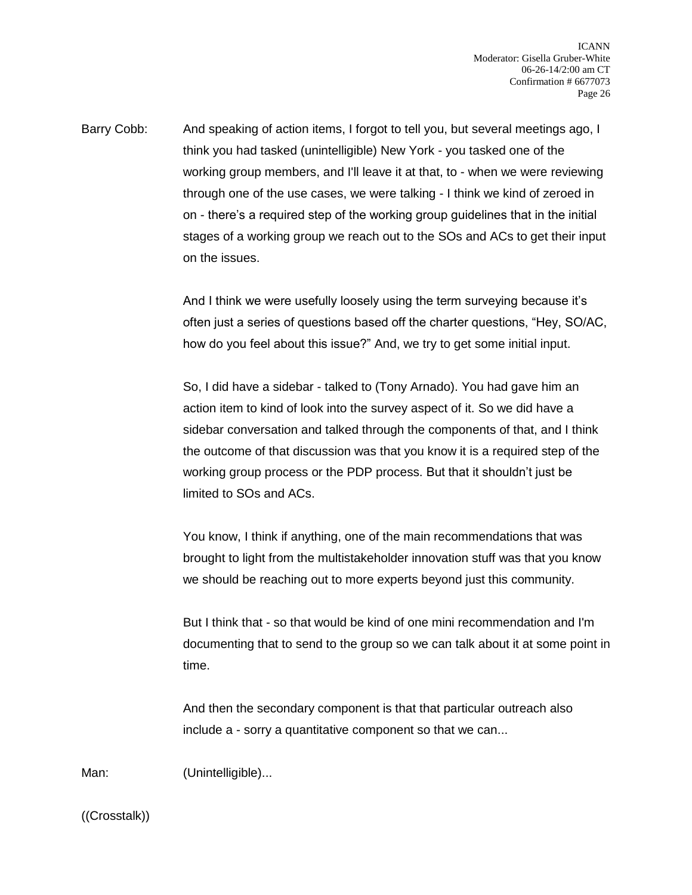Barry Cobb: And speaking of action items, I forgot to tell you, but several meetings ago, I think you had tasked (unintelligible) New York - you tasked one of the working group members, and I'll leave it at that, to - when we were reviewing through one of the use cases, we were talking - I think we kind of zeroed in on - there's a required step of the working group guidelines that in the initial stages of a working group we reach out to the SOs and ACs to get their input on the issues.

And I think we were usefully loosely using the term surveying because it's often just a series of questions based off the charter questions, "Hey, SO/AC, how do you feel about this issue?" And, we try to get some initial input.

So, I did have a sidebar - talked to (Tony Arnado). You had gave him an action item to kind of look into the survey aspect of it. So we did have a sidebar conversation and talked through the components of that, and I think the outcome of that discussion was that you know it is a required step of the working group process or the PDP process. But that it shouldn't just be limited to SOs and ACs.

You know, I think if anything, one of the main recommendations that was brought to light from the multistakeholder innovation stuff was that you know we should be reaching out to more experts beyond just this community.

But I think that - so that would be kind of one mini recommendation and I'm documenting that to send to the group so we can talk about it at some point in time.

And then the secondary component is that that particular outreach also include a - sorry a quantitative component so that we can...

Man: (Unintelligible)...

((Crosstalk))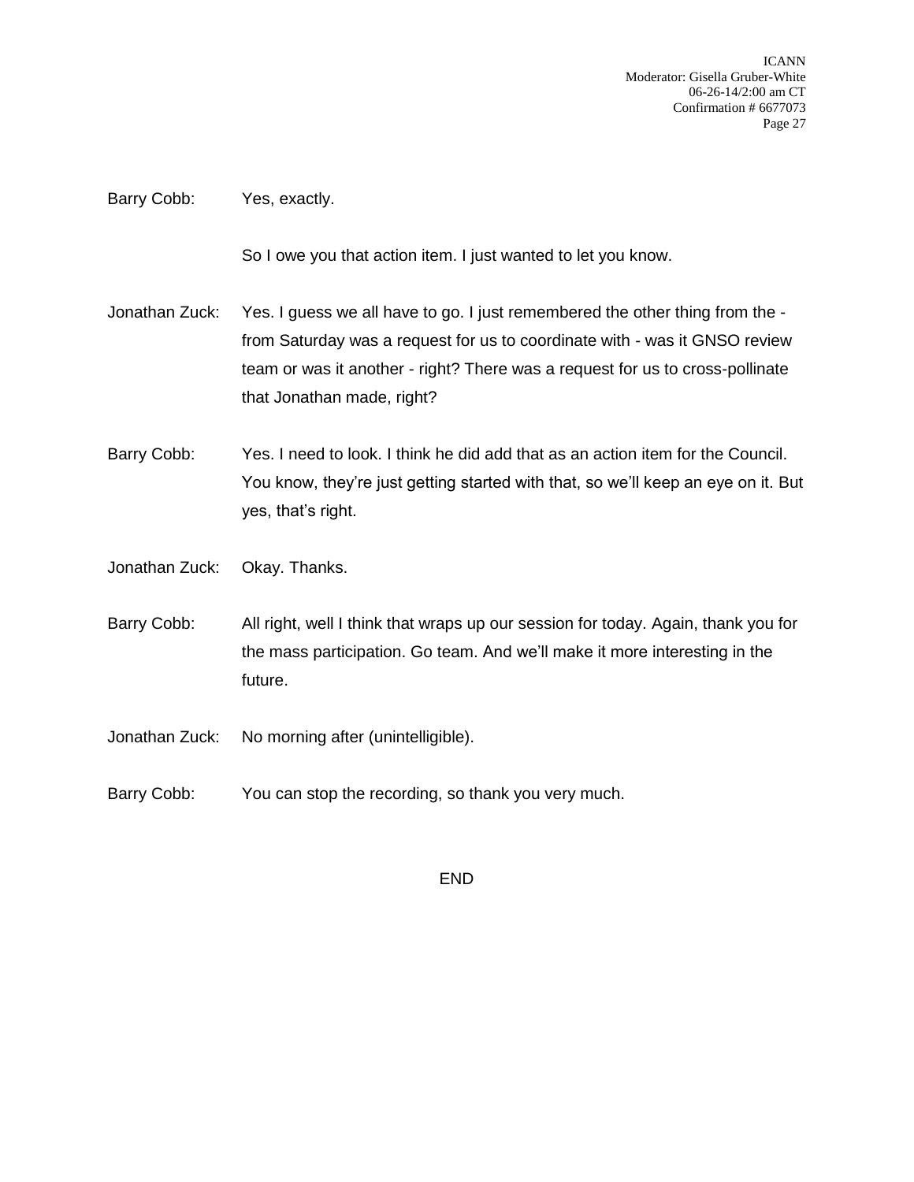Barry Cobb: Yes, exactly.

So I owe you that action item. I just wanted to let you know.

Jonathan Zuck: Yes. I guess we all have to go. I just remembered the other thing from the - from Saturday was a request for us to coordinate with - was it GNSO review team or was it another - right? There was a request for us to cross-pollinate that Jonathan made, right?

Barry Cobb: Yes. I need to look. I think he did add that as an action item for the Council. You know, they're just getting started with that, so we'll keep an eye on it. But yes, that's right.

Jonathan Zuck: Okay. Thanks.

Barry Cobb: All right, well I think that wraps up our session for today. Again, thank you for the mass participation. Go team. And we'll make it more interesting in the future.

Jonathan Zuck: No morning after (unintelligible).

Barry Cobb: You can stop the recording, so thank you very much.

END